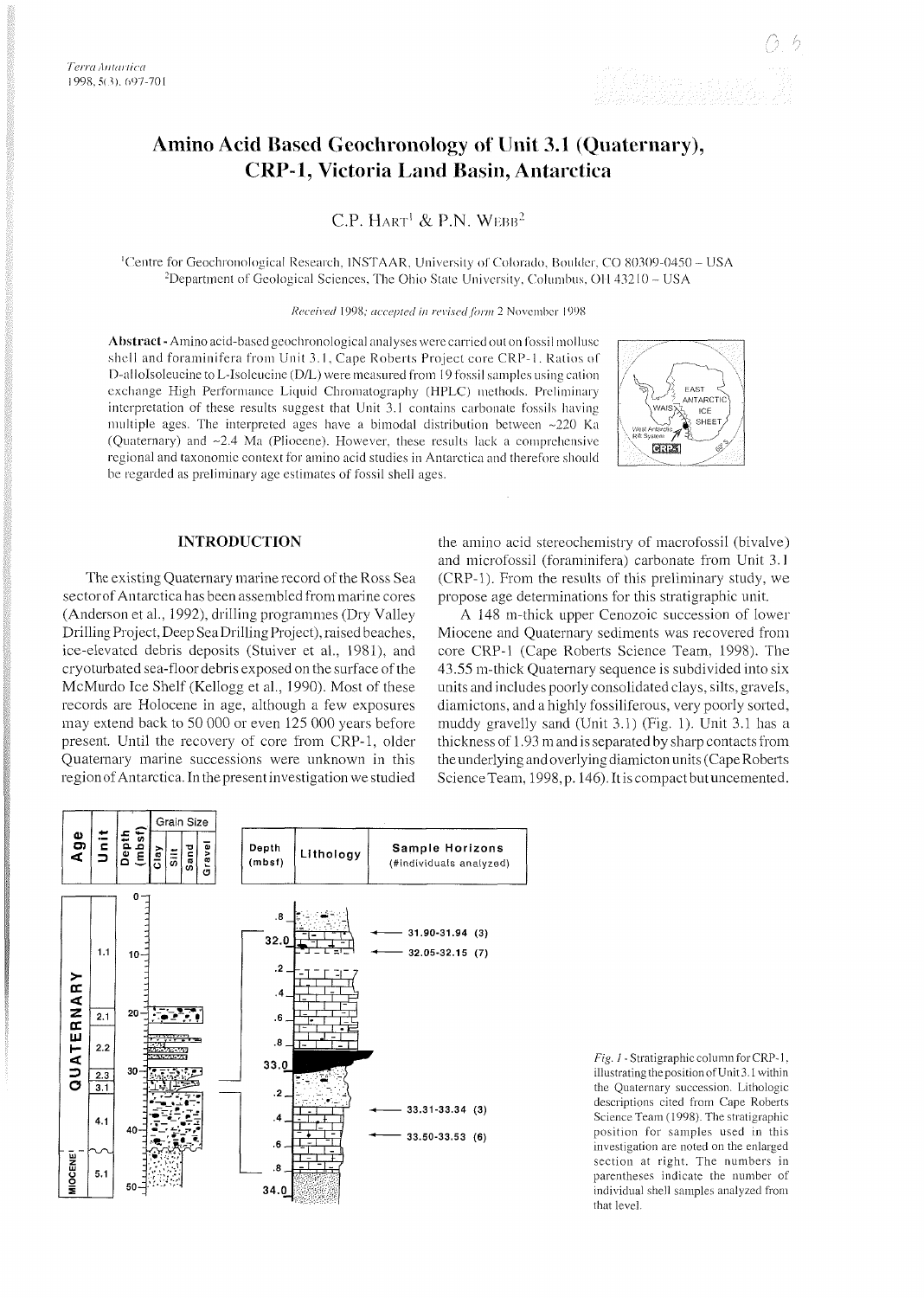# Amino Acid Based Geochronology of Unit 3.1 (Quaternary), CRP-1, Victoria Land Basin, Antarctica

C.P. Hart[1] & P.N. Webb[2]

[1]Centre for Geochronological Research, INSTAAR, University of Colorado, Boulder, CO 80309-0450 – USA
[2]Department of Geological Sciences, The Ohio State University, Columbus, OH 43210 – USA

*Received 1998; accepted in revised form 2 November 1998*

**Abstract** - Amino acid-based geochronological analyses were carried out on fossil mollusc shell and foraminifera from Unit 3.1, Cape Roberts Project core CRP-1. Ratios of D-alloIsoleucine to L-Isoleucine (D/L) were measured from 19 fossil samples using cation exchange High Performance Liquid Chromatography (HPLC) methods. Preliminary interpretation of these results suggest that Unit 3.1 contains carbonate fossils having multiple ages. The interpreted ages have a bimodal distribution between ~220 Ka (Quaternary) and ~2.4 Ma (Pliocene). However, these results lack a comprehensive regional and taxonomic context for amino acid studies in Antarctica and therefore should be regarded as preliminary age estimates of fossil shell ages.

## INTRODUCTION

The existing Quaternary marine record of the Ross Sea sector of Antarctica has been assembled from marine cores (Anderson et al., 1992), drilling programmes (Dry Valley Drilling Project, Deep Sea Drilling Project), raised beaches, ice-elevated debris deposits (Stuiver et al., 1981), and cryoturbated sea-floor debris exposed on the surface of the McMurdo Ice Shelf (Kellogg et al., 1990). Most of these records are Holocene in age, although a few exposures may extend back to 50 000 or even 125 000 years before present. Until the recovery of core from CRP-1, older Quaternary marine successions were unknown in this region of Antarctica. In the present investigation we studied the amino acid stereochemistry of macrofossil (bivalve) and microfossil (foraminifera) carbonate from Unit 3.1 (CRP-1). From the results of this preliminary study, we propose age determinations for this stratigraphic unit.

A 148 m-thick upper Cenozoic succession of lower Miocene and Quaternary sediments was recovered from core CRP-1 (Cape Roberts Science Team, 1998). The 43.55 m-thick Quaternary sequence is subdivided into six units and includes poorly consolidated clays, silts, gravels, diamictons, and a highly fossiliferous, very poorly sorted, muddy gravelly sand (Unit 3.1) (Fig. 1). Unit 3.1 has a thickness of 1.93 m and is separated by sharp contacts from the underlying and overlying diamicton units (Cape Roberts Science Team, 1998, p. 146). It is compact but uncemented.

Sample Horizons (# individuals analyzed): 31.90-31.94 (3); 32.05-32.15 (7); 33.31-33.34 (3); 33.50-33.53 (6)

*Fig. 1* - Stratigraphic column for CRP-1, illustrating the position of Unit 3.1 within the Quaternary succession. Lithologic descriptions cited from Cape Roberts Science Team (1998). The stratigraphic position for samples used in this investigation are noted on the enlarged section at right. The numbers in parentheses indicate the number of individual shell samples analyzed from that level.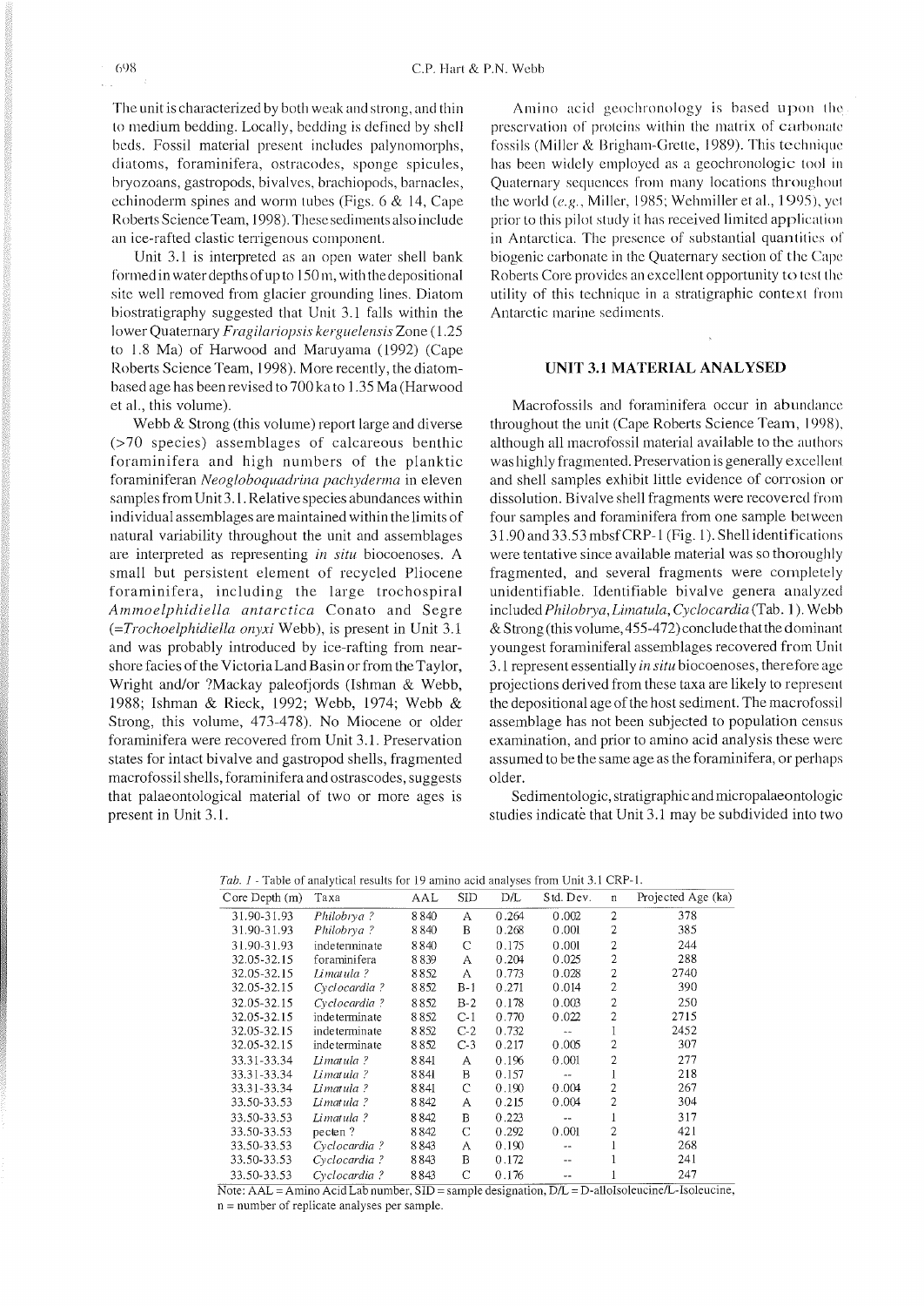The unit is characterized by both weak and strong, and thin to medium bedding. Locally, bedding is defined by shell beds. Fossil material present includes palynomorphs, diatoms, foraminifera, ostracodes, sponge spicules, bryozoans, gastropods, bivalves, brachiopods, barnacles, echinoderm spines and worm tubes (Figs. 6 & 14, Cape Roberts Science Team, 1998). These sediments also include an ice-rafted clastic terrigenous component.

Unit 3.1 is interpreted as an open water shell bank formed in water depths of up to 150 m, with the depositional site well removed from glacier grounding lines. Diatom biostratigraphy suggested that Unit 3.1 falls within the lower Quaternary *Fragilariopsis kerguelensis* Zone (1.25 to 1.8 Ma) of Harwood and Maruyama (1992) (Cape Roberts Science Team, 1998). More recently, the diatom-based age has been revised to 700 ka to 1.35 Ma (Harwood et al., this volume).

Webb & Strong (this volume) report large and diverse (>70 species) assemblages of calcareous benthic foraminifera and high numbers of the planktic foraminiferan *Neogloboquadrina pachyderma* in eleven samples from Unit 3.1. Relative species abundances within individual assemblages are maintained within the limits of natural variability throughout the unit and assemblages are interpreted as representing *in situ* biocoenoses. A small but persistent element of recycled Pliocene foraminifera, including the large trochospiral *Ammoelphidiella antarctica* Conato and Segre (=*Trochoelphidiella onyxi* Webb), is present in Unit 3.1 and was probably introduced by ice-rafting from near-shore facies of the Victoria Land Basin or from the Taylor, Wright and/or ?Mackay paleofjords (Ishman & Webb, 1988; Ishman & Rieck, 1992; Webb, 1974; Webb & Strong, this volume, 473-478). No Miocene or older foraminifera were recovered from Unit 3.1. Preservation states for intact bivalve and gastropod shells, fragmented macrofossil shells, foraminifera and ostrascodes, suggests that palaeontological material of two or more ages is present in Unit 3.1.

Amino acid geochronology is based upon the preservation of proteins within the matrix of carbonate fossils (Miller & Brigham-Grette, 1989). This technique has been widely employed as a geochronologic tool in Quaternary sequences from many locations throughout the world (*e.g.*, Miller, 1985; Wehmiller et al., 1995), yet prior to this pilot study it has received limited application in Antarctica. The presence of substantial quantities of biogenic carbonate in the Quaternary section of the Cape Roberts Core provides an excellent opportunity to test the utility of this technique in a stratigraphic context from Antarctic marine sediments.

## UNIT 3.1 MATERIAL ANALYSED

Macrofossils and foraminifera occur in abundance throughout the unit (Cape Roberts Science Team, 1998), although all macrofossil material available to the authors was highly fragmented. Preservation is generally excellent and shell samples exhibit little evidence of corrosion or dissolution. Bivalve shell fragments were recovered from four samples and foraminifera from one sample between 31.90 and 33.53 mbsf CRP-1 (Fig. 1). Shell identifications were tentative since available material was so thoroughly fragmented, and several fragments were completely unidentifiable. Identifiable bivalve genera analyzed included *Philobrya*, *Limatula*, *Cyclocardia* (Tab. 1). Webb & Strong (this volume, 455-472) conclude that the dominant youngest foraminiferal assemblages recovered from Unit 3.1 represent essentially *in situ* biocoenoses, therefore age projections derived from these taxa are likely to represent the depositional age of the host sediment. The macrofossil assemblage has not been subjected to population census examination, and prior to amino acid analysis these were assumed to be the same age as the foraminifera, or perhaps older.

Sedimentologic, stratigraphic and micropalaeontologic studies indicate that Unit 3.1 may be subdivided into two

*Tab. 1* - Table of analytical results for 19 amino acid analyses from Unit 3.1 CRP-1.

| Core Depth (m) | Taxa | AAL | SID | D/L | Std. Dev. | n | Projected Age (ka) |
|---|---|---|---|---|---|---|---|
| 31.90-31.93 | *Philobrya ?* | 8840 | A | 0.264 | 0.002 | 2 | 378 |
| 31.90-31.93 | *Philobrya ?* | 8840 | B | 0.268 | 0.001 | 2 | 385 |
| 31.90-31.93 | indeterminate | 8840 | C | 0.175 | 0.001 | 2 | 244 |
| 32.05-32.15 | foraminifera | 8839 | A | 0.204 | 0.025 | 2 | 288 |
| 32.05-32.15 | *Limatula ?* | 8852 | A | 0.773 | 0.028 | 2 | 2740 |
| 32.05-32.15 | *Cyclocardia ?* | 8852 | B-1 | 0.271 | 0.014 | 2 | 390 |
| 32.05-32.15 | *Cyclocardia ?* | 8852 | B-2 | 0.178 | 0.003 | 2 | 250 |
| 32.05-32.15 | indeterminate | 8852 | C-1 | 0.770 | 0.022 | 2 | 2715 |
| 32.05-32.15 | indeterminate | 8852 | C-2 | 0.732 | -- | 1 | 2452 |
| 32.05-32.15 | indeterminate | 8852 | C-3 | 0.217 | 0.005 | 2 | 307 |
| 33.31-33.34 | *Limatula ?* | 8841 | A | 0.196 | 0.001 | 2 | 277 |
| 33.31-33.34 | *Limatula ?* | 8841 | B | 0.157 | -- | 1 | 218 |
| 33.31-33.34 | *Limatula ?* | 8841 | C | 0.190 | 0.004 | 2 | 267 |
| 33.50-33.53 | *Limatula ?* | 8842 | A | 0.215 | 0.004 | 2 | 304 |
| 33.50-33.53 | *Limatula ?* | 8842 | B | 0.223 | -- | 1 | 317 |
| 33.50-33.53 | pecten ? | 8842 | C | 0.292 | 0.001 | 2 | 421 |
| 33.50-33.53 | *Cyclocardia ?* | 8843 | A | 0.190 | -- | 1 | 268 |
| 33.50-33.53 | *Cyclocardia ?* | 8843 | B | 0.172 | -- | 1 | 241 |
| 33.50-33.53 | *Cyclocardia ?* | 8843 | C | 0.176 | -- | 1 | 247 |

Note: AAL = Amino Acid Lab number, SID = sample designation, D/L = D-alloIsoleucine/L-Isoleucine, n = number of replicate analyses per sample.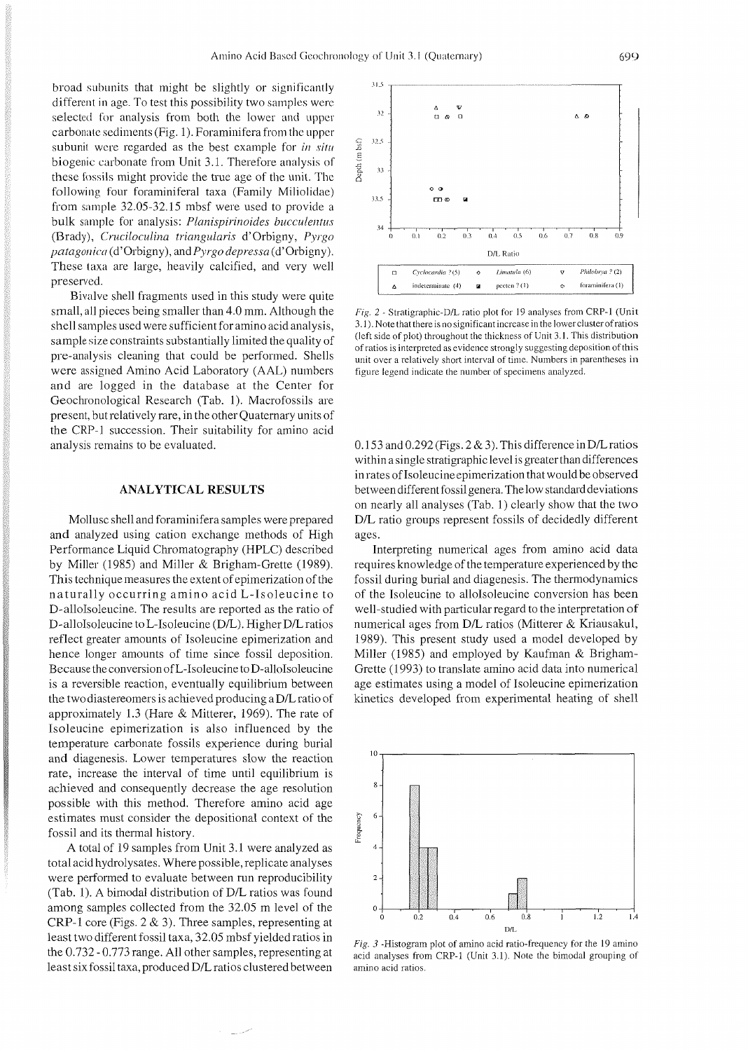broad subunits that might be slightly or significantly different in age. To test this possibility two samples were selected for analysis from both the lower and upper carbonate sediments (Fig. 1). Foraminifera from the upper subunit were regarded as the best example for *in situ* biogenic carbonate from Unit 3.1. Therefore analysis of these fossils might provide the true age of the unit. The following four foraminiferal taxa (Family Miliolidae) from sample 32.05-32.15 mbsf were used to provide a bulk sample for analysis: *Planispirinoides bucculentus* (Brady), *Cruciloculina triangularis* d'Orbigny, *Pyrgo patagonica* (d'Orbigny), and *Pyrgo depressa* (d'Orbigny). These taxa are large, heavily calcified, and very well preserved.

Bivalve shell fragments used in this study were quite small, all pieces being smaller than 4.0 mm. Although the shell samples used were sufficient for amino acid analysis, sample size constraints substantially limited the quality of pre-analysis cleaning that could be performed. Shells were assigned Amino Acid Laboratory (AAL) numbers and are logged in the database at the Center for Geochronological Research (Tab. 1). Macrofossils are present, but relatively rare, in the other Quaternary units of the CRP-1 succession. Their suitability for amino acid analysis remains to be evaluated.

## ANALYTICAL RESULTS

Mollusc shell and foraminifera samples were prepared and analyzed using cation exchange methods of High Performance Liquid Chromatography (HPLC) described by Miller (1985) and Miller & Brigham-Grette (1989). This technique measures the extent of epimerization of the naturally occurring amino acid L-Isoleucine to D-alloIsoleucine. The results are reported as the ratio of D-alloIsoleucine to L-Isoleucine (D/L). Higher D/L ratios reflect greater amounts of Isoleucine epimerization and hence longer amounts of time since fossil deposition. Because the conversion of L-Isoleucine to D-alloIsoleucine is a reversible reaction, eventually equilibrium between the two diastereomers is achieved producing a D/L ratio of approximately 1.3 (Hare & Mitterer, 1969). The rate of Isoleucine epimerization is also influenced by the temperature carbonate fossils experience during burial and diagenesis. Lower temperatures slow the reaction rate, increase the interval of time until equilibrium is achieved and consequently decrease the age resolution possible with this method. Therefore amino acid age estimates must consider the depositional context of the fossil and its thermal history.

A total of 19 samples from Unit 3.1 were analyzed as total acid hydrolysates. Where possible, replicate analyses were performed to evaluate between run reproducibility (Tab. 1). A bimodal distribution of D/L ratios was found among samples collected from the 32.05 m level of the CRP-1 core (Figs. 2 & 3). Three samples, representing at least two different fossil taxa, 32.05 mbsf yielded ratios in the 0.732 - 0.773 range. All other samples, representing at least six fossil taxa, produced D/L ratios clustered between 0.153 and 0.292 (Figs. 2 & 3). This difference in D/L ratios within a single stratigraphic level is greater than differences in rates of Isoleucine epimerization that would be observed between different fossil genera. The low standard deviations on nearly all analyses (Tab. 1) clearly show that the two D/L ratio groups represent fossils of decidedly different ages.

Interpreting numerical ages from amino acid data requires knowledge of the temperature experienced by the fossil during burial and diagenesis. The thermodynamics of the Isoleucine to alloIsoleucine conversion has been well-studied with particular regard to the interpretation of numerical ages from D/L ratios (Mitterer & Kriausakul, 1989). This present study used a model developed by Miller (1985) and employed by Kaufman & Brigham-Grette (1993) to translate amino acid data into numerical age estimates using a model of Isoleucine epimerization kinetics developed from experimental heating of shell

*Fig. 2* - Stratigraphic-D/L ratio plot for 19 analyses from CRP-1 (Unit 3.1). Note that there is no significant increase in the lower cluster of ratios (left side of plot) throughout the thickness of Unit 3.1. This distribution of ratios is interpreted as evidence strongly suggesting deposition of this unit over a relatively short interval of time. Numbers in parentheses in figure legend indicate the number of specimens analyzed.

*Fig. 3* -Histogram plot of amino acid ratio-frequency for the 19 amino acid analyses from CRP-1 (Unit 3.1). Note the bimodal grouping of amino acid ratios.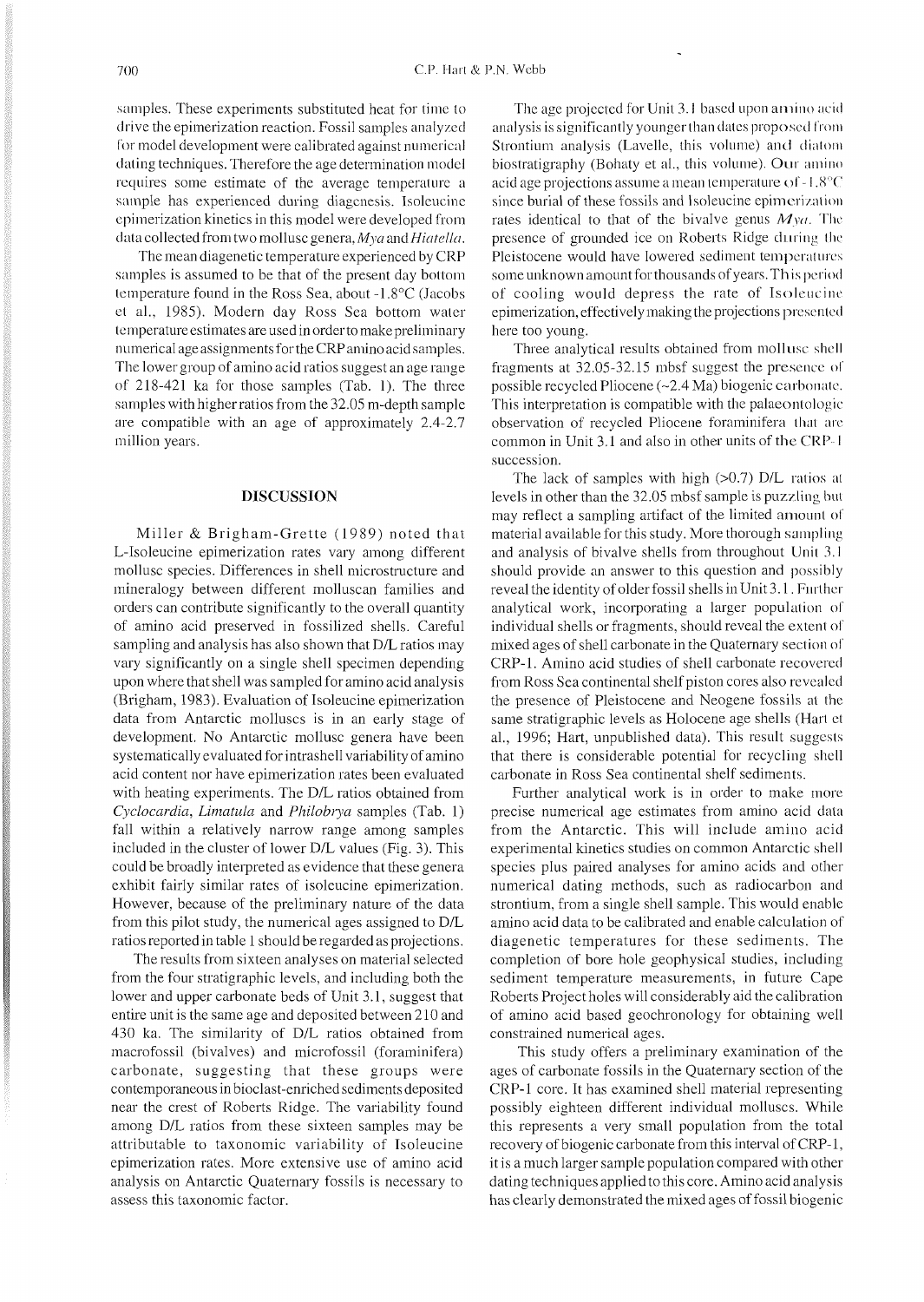samples. These experiments substituted heat for time to drive the epimerization reaction. Fossil samples analyzed for model development were calibrated against numerical dating techniques. Therefore the age determination model requires some estimate of the average temperature a sample has experienced during diagenesis. Isoleucine epimerization kinetics in this model were developed from data collected from two mollusc genera, *Mya* and *Hiatella*.

The mean diagenetic temperature experienced by CRP samples is assumed to be that of the present day bottom temperature found in the Ross Sea, about -1.8°C (Jacobs et al., 1985). Modern day Ross Sea bottom water temperature estimates are used in order to make preliminary numerical age assignments for the CRP amino acid samples. The lower group of amino acid ratios suggest an age range of 218-421 ka for those samples (Tab. 1). The three samples with higher ratios from the 32.05 m-depth sample are compatible with an age of approximately 2.4-2.7 million years.

## DISCUSSION

Miller & Brigham-Grette (1989) noted that L-Isoleucine epimerization rates vary among different mollusc species. Differences in shell microstructure and mineralogy between different molluscan families and orders can contribute significantly to the overall quantity of amino acid preserved in fossilized shells. Careful sampling and analysis has also shown that D/L ratios may vary significantly on a single shell specimen depending upon where that shell was sampled for amino acid analysis (Brigham, 1983). Evaluation of Isoleucine epimerization data from Antarctic molluscs is in an early stage of development. No Antarctic mollusc genera have been systematically evaluated for intrashell variability of amino acid content nor have epimerization rates been evaluated with heating experiments. The D/L ratios obtained from *Cyclocardia*, *Limatula* and *Philobrya* samples (Tab. 1) fall within a relatively narrow range among samples included in the cluster of lower D/L values (Fig. 3). This could be broadly interpreted as evidence that these genera exhibit fairly similar rates of isoleucine epimerization. However, because of the preliminary nature of the data from this pilot study, the numerical ages assigned to D/L ratios reported in table 1 should be regarded as projections.

The results from sixteen analyses on material selected from the four stratigraphic levels, and including both the lower and upper carbonate beds of Unit 3.1, suggest that entire unit is the same age and deposited between 210 and 430 ka. The similarity of D/L ratios obtained from macrofossil (bivalves) and microfossil (foraminifera) carbonate, suggesting that these groups were contemporaneous in bioclast-enriched sediments deposited near the crest of Roberts Ridge. The variability found among D/L ratios from these sixteen samples may be attributable to taxonomic variability of Isoleucine epimerization rates. More extensive use of amino acid analysis on Antarctic Quaternary fossils is necessary to assess this taxonomic factor.

The age projected for Unit 3.1 based upon amino acid analysis is significantly younger than dates proposed from Strontium analysis (Lavelle, this volume) and diatom biostratigraphy (Bohaty et al., this volume). Our amino acid age projections assume a mean temperature of -1.8°C since burial of these fossils and Isoleucine epimerization rates identical to that of the bivalve genus *Mya*. The presence of grounded ice on Roberts Ridge during the Pleistocene would have lowered sediment temperatures some unknown amount for thousands of years. This period of cooling would depress the rate of Isoleucine epimerization, effectively making the projections presented here too young.

Three analytical results obtained from mollusc shell fragments at 32.05-32.15 mbsf suggest the presence of possible recycled Pliocene (~2.4 Ma) biogenic carbonate. This interpretation is compatible with the palaeontologic observation of recycled Pliocene foraminifera that are common in Unit 3.1 and also in other units of the CRP-1 succession.

The lack of samples with high (>0.7) D/L ratios at levels in other than the 32.05 mbsf sample is puzzling but may reflect a sampling artifact of the limited amount of material available for this study. More thorough sampling and analysis of bivalve shells from throughout Unit 3.1 should provide an answer to this question and possibly reveal the identity of older fossil shells in Unit 3.1. Further analytical work, incorporating a larger population of individual shells or fragments, should reveal the extent of mixed ages of shell carbonate in the Quaternary section of CRP-1. Amino acid studies of shell carbonate recovered from Ross Sea continental shelf piston cores also revealed the presence of Pleistocene and Neogene fossils at the same stratigraphic levels as Holocene age shells (Hart et al., 1996; Hart, unpublished data). This result suggests that there is considerable potential for recycling shell carbonate in Ross Sea continental shelf sediments.

Further analytical work is in order to make more precise numerical age estimates from amino acid data from the Antarctic. This will include amino acid experimental kinetics studies on common Antarctic shell species plus paired analyses for amino acids and other numerical dating methods, such as radiocarbon and strontium, from a single shell sample. This would enable amino acid data to be calibrated and enable calculation of diagenetic temperatures for these sediments. The completion of bore hole geophysical studies, including sediment temperature measurements, in future Cape Roberts Project holes will considerably aid the calibration of amino acid based geochronology for obtaining well constrained numerical ages.

This study offers a preliminary examination of the ages of carbonate fossils in the Quaternary section of the CRP-1 core. It has examined shell material representing possibly eighteen different individual molluscs. While this represents a very small population from the total recovery of biogenic carbonate from this interval of CRP-1, it is a much larger sample population compared with other dating techniques applied to this core. Amino acid analysis has clearly demonstrated the mixed ages of fossil biogenic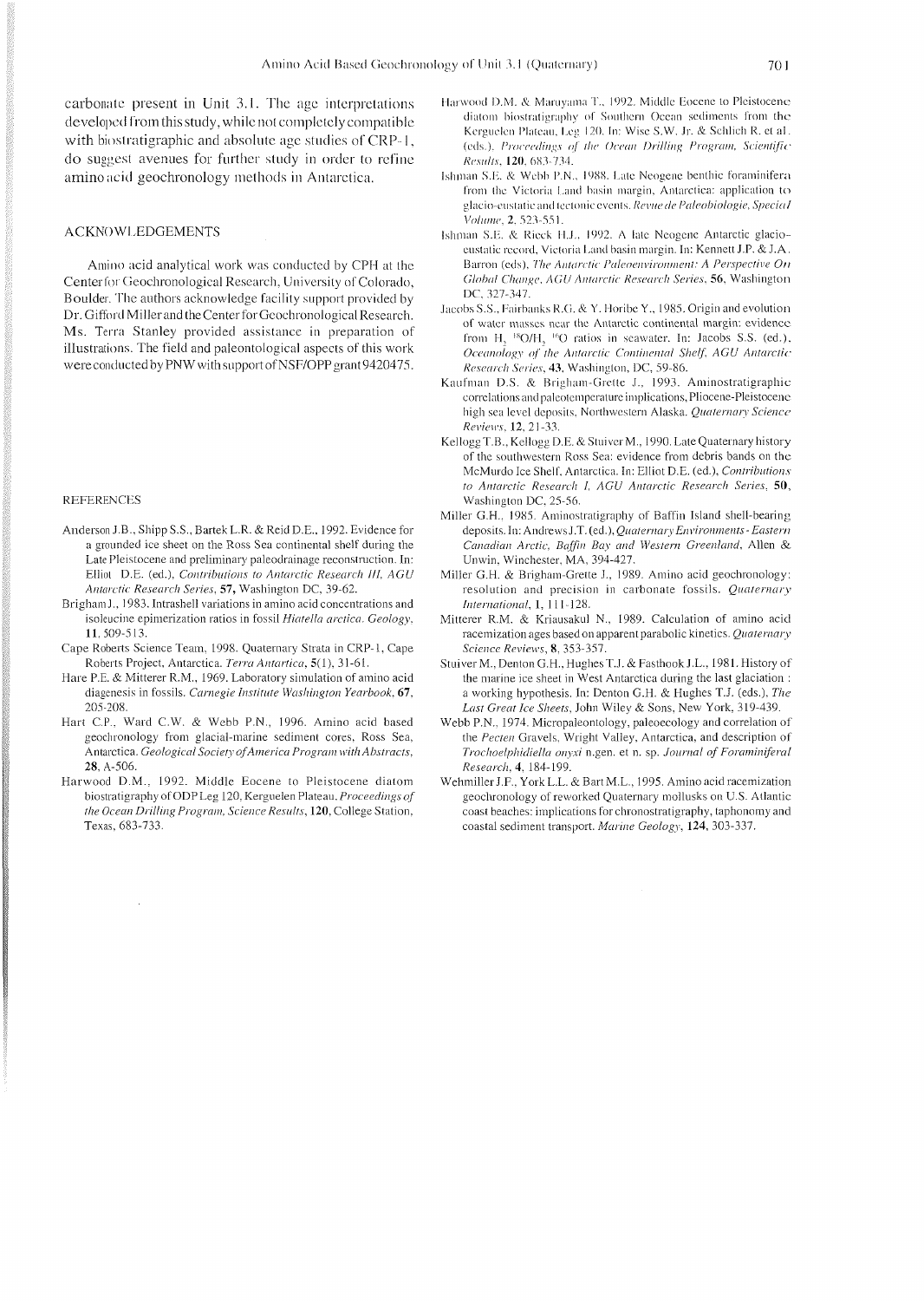carbonate present in Unit 3.1. The age interpretations developed from this study, while not completely compatible with biostratigraphic and absolute age studies of CRP-1, do suggest avenues for further study in order to refine amino acid geochronology methods in Antarctica.

## ACKNOWLEDGEMENTS

Amino acid analytical work was conducted by CPH at the Center for Geochronological Research, University of Colorado, Boulder. The authors acknowledge facility support provided by Dr. Gifford Miller and the Center for Geochronological Research. Ms. Terra Stanley provided assistance in preparation of illustrations. The field and paleontological aspects of this work were conducted by PNW with support of NSF/OPP grant 9420475.

## REFERENCES

Anderson J.B., Shipp S.S., Bartek L.R. & Reid D.E., 1992. Evidence for a grounded ice sheet on the Ross Sea continental shelf during the Late Pleistocene and preliminary paleodrainage reconstruction. In: Elliot D.E. (ed.), *Contributions to Antarctic Research III, AGU Antarctic Research Series*, **57,** Washington DC, 39-62.

Brigham J., 1983. Intrashell variations in amino acid concentrations and isoleucine epimerization ratios in fossil *Hiatella arctica*. *Geology*, **11**, 509-513.

Cape Roberts Science Team, 1998. Quaternary Strata in CRP-1, Cape Roberts Project, Antarctica. *Terra Antartica*, **5**(1), 31-61.

Hare P.E. & Mitterer R.M., 1969. Laboratory simulation of amino acid diagenesis in fossils. *Carnegie Institute Washington Yearbook*, **67**, 205-208.

Hart C.P., Ward C.W. & Webb P.N., 1996. Amino acid based geochronology from glacial-marine sediment cores, Ross Sea, Antarctica. *Geological Society of America Program with Abstracts*, **28**, A-506.

Harwood D.M., 1992. Middle Eocene to Pleistocene diatom biostratigraphy of ODP Leg 120, Kerguelen Plateau. *Proceedings of the Ocean Drilling Program, Science Results*, **120**, College Station, Texas, 683-733.

Harwood D.M. & Maruyama T., 1992. Middle Eocene to Pleistocene diatom biostratigraphy of Southern Ocean sediments from the Kerguelen Plateau, Leg 120. In: Wise S.W. Jr. & Schlich R. et al. (eds.). *Proceedings of the Ocean Drilling Program, Scientific Results*, **120**, 683-734.

Ishman S.E. & Webb P.N., 1988. Late Neogene benthic foraminifera from the Victoria Land basin margin, Antarctica: application to glacio-eustatic and tectonic events. *Revue de Paleobiologie, Special Volume*, **2**, 523-551.

Ishman S.E. & Rieck H.J., 1992. A late Neogene Antarctic glacio-eustatic record, Victoria Land basin margin. In: Kennett J.P. & J.A. Barron (eds), *The Antarctic Paleoenvironment: A Perspective On Global Change*, *AGU Antarctic Research Series*, **56**, Washington DC, 327-347.

Jacobs S.S., Fairbanks R.G. & Y. Horibe Y., 1985. Origin and evolution of water masses near the Antarctic continental margin: evidence from $H_2$ $^{18}O/H_2$ $^{16}O$ ratios in seawater. In: Jacobs S.S. (ed.), *Oceanology of the Antarctic Continental Shelf, AGU Antarctic Research Series*, **43**, Washington, DC, 59-86.

Kaufman D.S. & Brigham-Grette J., 1993. Aminostratigraphic correlations and paleotemperature implications, Pliocene-Pleistocene high sea level deposits, Northwestern Alaska. *Quaternary Science Reviews*, **12**, 21-33.

Kellogg T.B., Kellogg D.E. & Stuiver M., 1990. Late Quaternary history of the southwestern Ross Sea: evidence from debris bands on the McMurdo Ice Shelf, Antarctica. In: Elliot D.E. (ed.), *Contributions to Antarctic Research I, AGU Antarctic Research Series*, **50**, Washington DC, 25-56.

Miller G.H., 1985. Aminostratigraphy of Baffin Island shell-bearing deposits. In: Andrews J.T. (ed.), *Quaternary Environments - Eastern Canadian Arctic, Baffin Bay and Western Greenland*, Allen & Unwin, Winchester, MA, 394-427.

Miller G.H. & Brigham-Grette J., 1989. Amino acid geochronology: resolution and precision in carbonate fossils. *Quaternary International*, **1**, 111-128.

Mitterer R.M. & Kriausakul N., 1989. Calculation of amino acid racemization ages based on apparent parabolic kinetics. *Quaternary Science Reviews*, **8**, 353-357.

Stuiver M., Denton G.H., Hughes T.J. & Fasthook J.L., 1981. History of the marine ice sheet in West Antarctica during the last glaciation : a working hypothesis. In: Denton G.H. & Hughes T.J. (eds.), *The Last Great Ice Sheets*, John Wiley & Sons, New York, 319-439.

Webb P.N., 1974. Micropaleontology, paleoecology and correlation of the *Pecten* Gravels, Wright Valley, Antarctica, and description of *Trochoelphidiella onyxi* n.gen. et n. sp. *Journal of Foraminiferal Research*, **4**, 184-199.

Wehmiller J.F., York L.L. & Bart M.L., 1995. Amino acid racemization geochronology of reworked Quaternary mollusks on U.S. Atlantic coast beaches: implications for chronostratigraphy, taphonomy and coastal sediment transport. *Marine Geology*, **124**, 303-337.